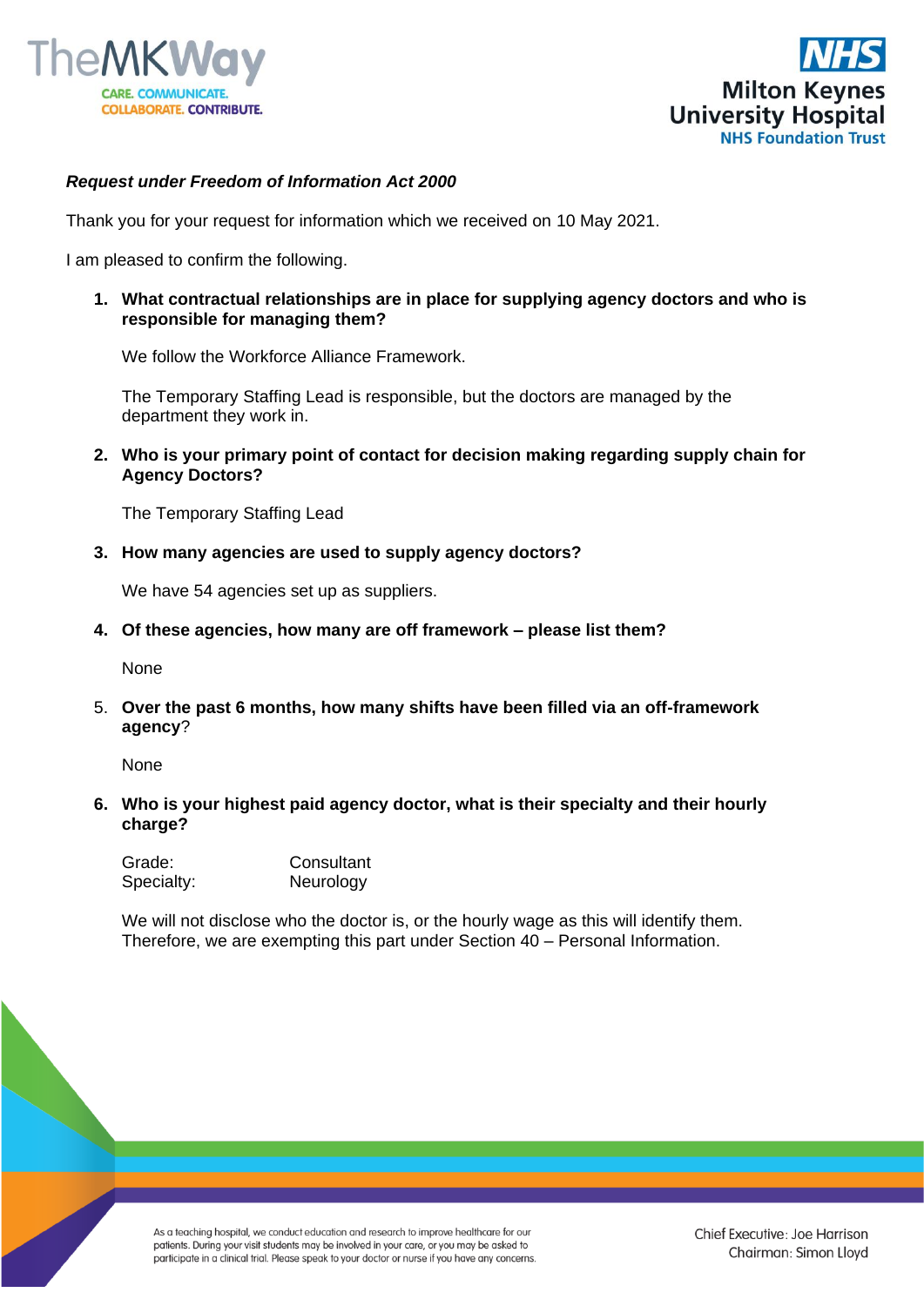*Request under Freedom of Information Act 2000*

Thank you for your request for information which we received on 10 May 2021.

I am pleased to confirm the following.

1. **What contractual relationships are in place for supplying agency doctors and who is responsible for managing them?**

   We follow the Workforce Alliance Framework.

   The Temporary Staffing Lead is responsible, but the doctors are managed by the department they work in.

2. **Who is your primary point of contact for decision making regarding supply chain for Agency Doctors?**

   The Temporary Staffing Lead

3. **How many agencies are used to supply agency doctors?**

   We have 54 agencies set up as suppliers.

4. **Of these agencies, how many are off framework – please list them?**

   None

5. **Over the past 6 months, how many shifts have been filled via an off-framework agency**?

   None

6. **Who is your highest paid agency doctor, what is their specialty and their hourly charge?**

   Grade: Consultant
   Specialty: Neurology

   We will not disclose who the doctor is, or the hourly wage as this will identify them. Therefore, we are exempting this part under Section 40 – Personal Information.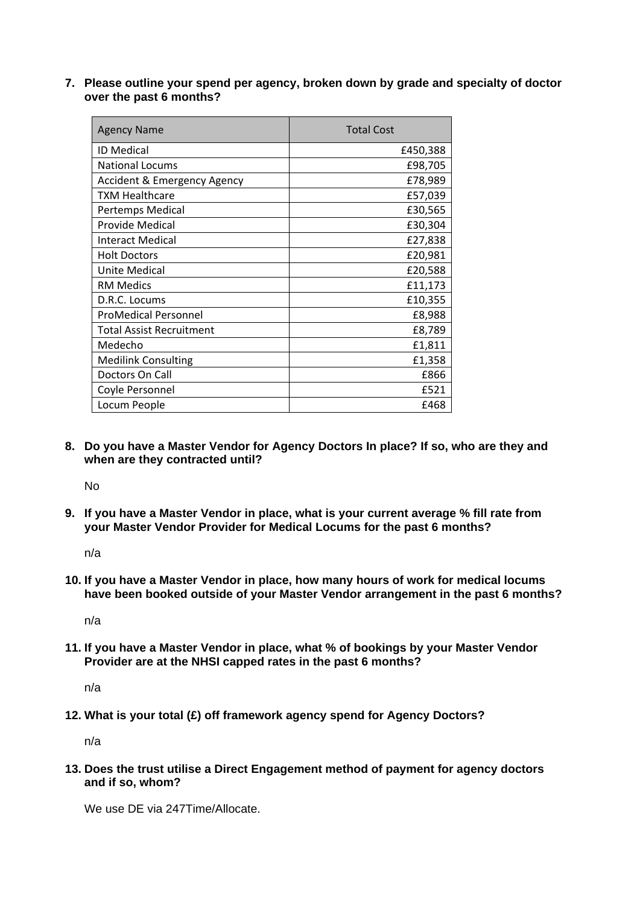**7. Please outline your spend per agency, broken down by grade and specialty of doctor over the past 6 months?**

| Agency Name | Total Cost |
| --- | ---: |
| ID Medical | £450,388 |
| National Locums | £98,705 |
| Accident & Emergency Agency | £78,989 |
| TXM Healthcare | £57,039 |
| Pertemps Medical | £30,565 |
| Provide Medical | £30,304 |
| Interact Medical | £27,838 |
| Holt Doctors | £20,981 |
| Unite Medical | £20,588 |
| RM Medics | £11,173 |
| D.R.C. Locums | £10,355 |
| ProMedical Personnel | £8,988 |
| Total Assist Recruitment | £8,789 |
| Medecho | £1,811 |
| Medilink Consulting | £1,358 |
| Doctors On Call | £866 |
| Coyle Personnel | £521 |
| Locum People | £468 |

**8. Do you have a Master Vendor for Agency Doctors In place? If so, who are they and when are they contracted until?**

No

**9. If you have a Master Vendor in place, what is your current average % fill rate from your Master Vendor Provider for Medical Locums for the past 6 months?**

n/a

**10. If you have a Master Vendor in place, how many hours of work for medical locums have been booked outside of your Master Vendor arrangement in the past 6 months?**

n/a

**11. If you have a Master Vendor in place, what % of bookings by your Master Vendor Provider are at the NHSI capped rates in the past 6 months?**

n/a

**12. What is your total (£) off framework agency spend for Agency Doctors?**

n/a

**13. Does the trust utilise a Direct Engagement method of payment for agency doctors and if so, whom?**

We use DE via 247Time/Allocate.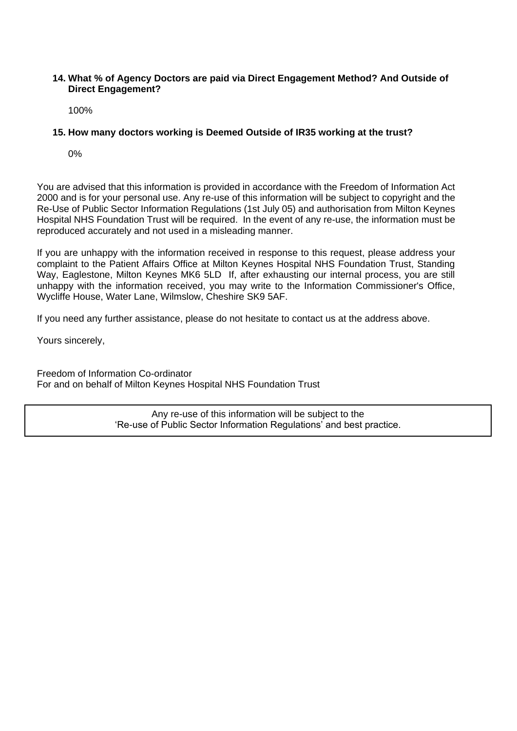**14. What % of Agency Doctors are paid via Direct Engagement Method? And Outside of Direct Engagement?**

100%

**15. How many doctors working is Deemed Outside of IR35 working at the trust?**

0%

You are advised that this information is provided in accordance with the Freedom of Information Act 2000 and is for your personal use. Any re-use of this information will be subject to copyright and the Re-Use of Public Sector Information Regulations (1st July 05) and authorisation from Milton Keynes Hospital NHS Foundation Trust will be required. In the event of any re-use, the information must be reproduced accurately and not used in a misleading manner.

If you are unhappy with the information received in response to this request, please address your complaint to the Patient Affairs Office at Milton Keynes Hospital NHS Foundation Trust, Standing Way, Eaglestone, Milton Keynes MK6 5LD If, after exhausting our internal process, you are still unhappy with the information received, you may write to the Information Commissioner's Office, Wycliffe House, Water Lane, Wilmslow, Cheshire SK9 5AF.

If you need any further assistance, please do not hesitate to contact us at the address above.

Yours sincerely,

Freedom of Information Co-ordinator
For and on behalf of Milton Keynes Hospital NHS Foundation Trust

Any re-use of this information will be subject to the
'Re-use of Public Sector Information Regulations' and best practice.